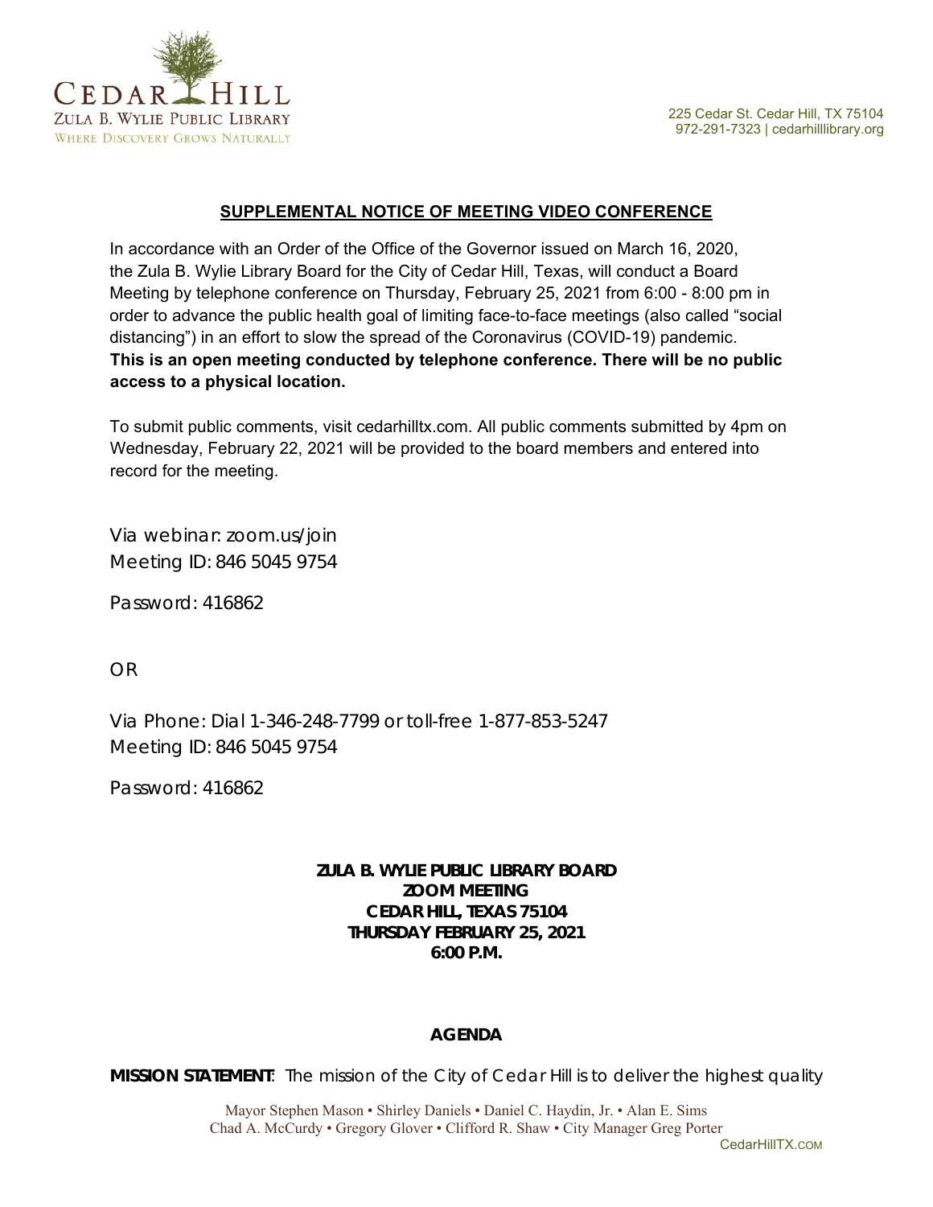CEDAR HILL
ZULA B. WYLIE PUBLIC LIBRARY
WHERE DISCOVERY GROWS NATURALLY

225 Cedar St. Cedar Hill, TX 75104
972-291-7323 | cedarhilllibrary.org

## SUPPLEMENTAL NOTICE OF MEETING VIDEO CONFERENCE

In accordance with an Order of the Office of the Governor issued on March 16, 2020, the Zula B. Wylie Library Board for the City of Cedar Hill, Texas, will conduct a Board Meeting by telephone conference on Thursday, February 25, 2021 from 6:00 - 8:00 pm in order to advance the public health goal of limiting face-to-face meetings (also called "social distancing") in an effort to slow the spread of the Coronavirus (COVID-19) pandemic. **This is an open meeting conducted by telephone conference. There will be no public access to a physical location.**

To submit public comments, visit cedarhilltx.com. All public comments submitted by 4pm on Wednesday, February 22, 2021 will be provided to the board members and entered into record for the meeting.

Via webinar: zoom.us/join
Meeting ID: 846 5045 9754

Password: 416862

OR

Via Phone: Dial 1-346-248-7799 or toll-free 1-877-853-5247
Meeting ID: 846 5045 9754

Password: 416862

**ZULA B. WYLIE PUBLIC LIBRARY BOARD**
**ZOOM MEETING**
**CEDAR HILL, TEXAS 75104**
**THURSDAY FEBRUARY 25, 2021**
**6:00 P.M.**

**AGENDA**

**MISSION STATEMENT**: The mission of the City of Cedar Hill is to deliver the highest quality

Mayor Stephen Mason • Shirley Daniels • Daniel C. Haydin, Jr. • Alan E. Sims
Chad A. McCurdy • Gregory Glover • Clifford R. Shaw • City Manager Greg Porter
CedarHillTX.COM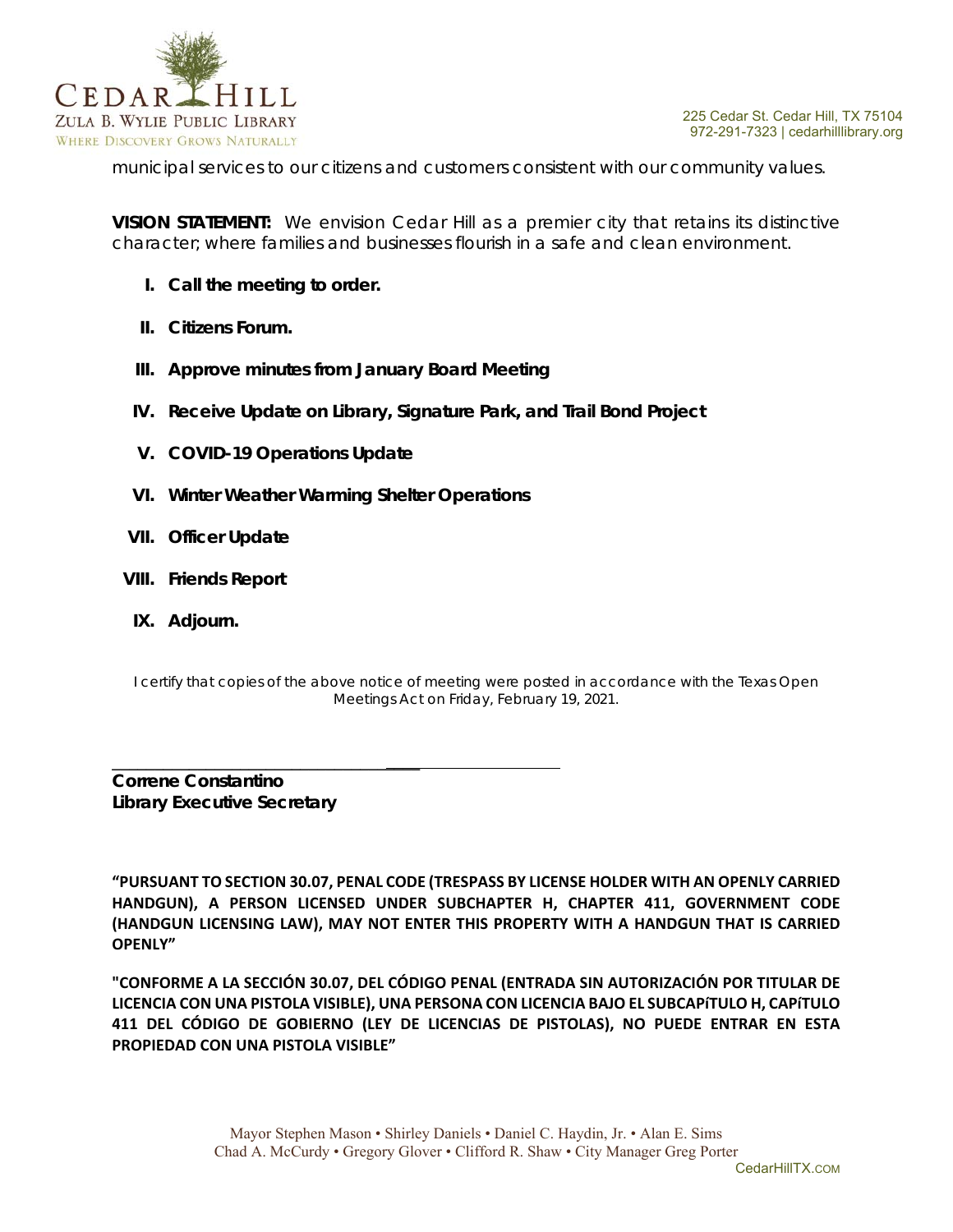municipal services to our citizens and customers consistent with our community values.

**VISION STATEMENT:** We envision Cedar Hill as a premier city that retains its distinctive character; where families and businesses flourish in a safe and clean environment.

I. **Call the meeting to order.**

II. **Citizens Forum.**

III. **Approve minutes from January Board Meeting**

IV. **Receive Update on Library, Signature Park, and Trail Bond Project**

V. **COVID-19 Operations Update**

VI. **Winter Weather Warming Shelter Operations**

VII. **Officer Update**

VIII. **Friends Report**

IX. **Adjourn.**

I certify that copies of the above notice of meeting were posted in accordance with the Texas Open Meetings Act on Friday, February 19, 2021.

\_\_\_\_\_\_\_\_\_\_\_\_\_\_\_\_\_\_\_\_\_\_\_\_\_\_\_\_\_\_\_\_\_\_\_\_\_\_\_\_

**Correne Constantino**
**Library Executive Secretary**

**"PURSUANT TO SECTION 30.07, PENAL CODE (TRESPASS BY LICENSE HOLDER WITH AN OPENLY CARRIED HANDGUN), A PERSON LICENSED UNDER SUBCHAPTER H, CHAPTER 411, GOVERNMENT CODE (HANDGUN LICENSING LAW), MAY NOT ENTER THIS PROPERTY WITH A HANDGUN THAT IS CARRIED OPENLY"**

**"CONFORME A LA SECCIÓN 30.07, DEL CÓDIGO PENAL (ENTRADA SIN AUTORIZACIÓN POR TITULAR DE LICENCIA CON UNA PISTOLA VISIBLE), UNA PERSONA CON LICENCIA BAJO EL SUBCAPíTULO H, CAPíTULO 411 DEL CÓDIGO DE GOBIERNO (LEY DE LICENCIAS DE PISTOLAS), NO PUEDE ENTRAR EN ESTA PROPIEDAD CON UNA PISTOLA VISIBLE"**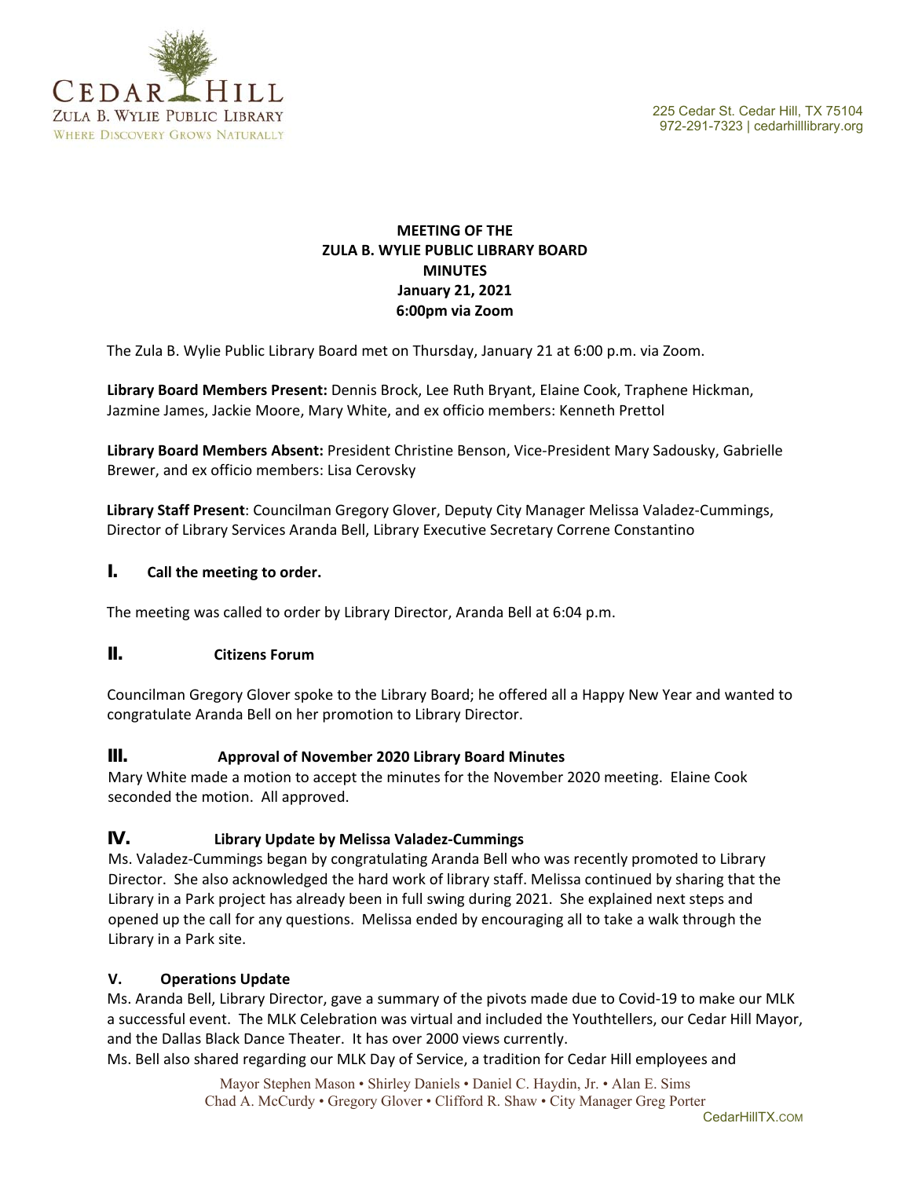225 Cedar St. Cedar Hill, TX 75104
972-291-7323 | cedarhilllibrary.org

**MEETING OF THE**
**ZULA B. WYLIE PUBLIC LIBRARY BOARD**
**MINUTES**
**January 21, 2021**
**6:00pm via Zoom**

The Zula B. Wylie Public Library Board met on Thursday, January 21 at 6:00 p.m. via Zoom.

**Library Board Members Present:** Dennis Brock, Lee Ruth Bryant, Elaine Cook, Traphene Hickman, Jazmine James, Jackie Moore, Mary White, and ex officio members: Kenneth Prettol

**Library Board Members Absent:** President Christine Benson, Vice-President Mary Sadousky, Gabrielle Brewer, and ex officio members: Lisa Cerovsky

**Library Staff Present**: Councilman Gregory Glover, Deputy City Manager Melissa Valadez-Cummings, Director of Library Services Aranda Bell, Library Executive Secretary Correne Constantino

## I. Call the meeting to order.

The meeting was called to order by Library Director, Aranda Bell at 6:04 p.m.

## II. Citizens Forum

Councilman Gregory Glover spoke to the Library Board; he offered all a Happy New Year and wanted to congratulate Aranda Bell on her promotion to Library Director.

## III. Approval of November 2020 Library Board Minutes

Mary White made a motion to accept the minutes for the November 2020 meeting. Elaine Cook seconded the motion. All approved.

## IV. Library Update by Melissa Valadez-Cummings

Ms. Valadez-Cummings began by congratulating Aranda Bell who was recently promoted to Library Director. She also acknowledged the hard work of library staff. Melissa continued by sharing that the Library in a Park project has already been in full swing during 2021. She explained next steps and opened up the call for any questions. Melissa ended by encouraging all to take a walk through the Library in a Park site.

## V. Operations Update

Ms. Aranda Bell, Library Director, gave a summary of the pivots made due to Covid-19 to make our MLK a successful event. The MLK Celebration was virtual and included the Youthtellers, our Cedar Hill Mayor, and the Dallas Black Dance Theater. It has over 2000 views currently.

Ms. Bell also shared regarding our MLK Day of Service, a tradition for Cedar Hill employees and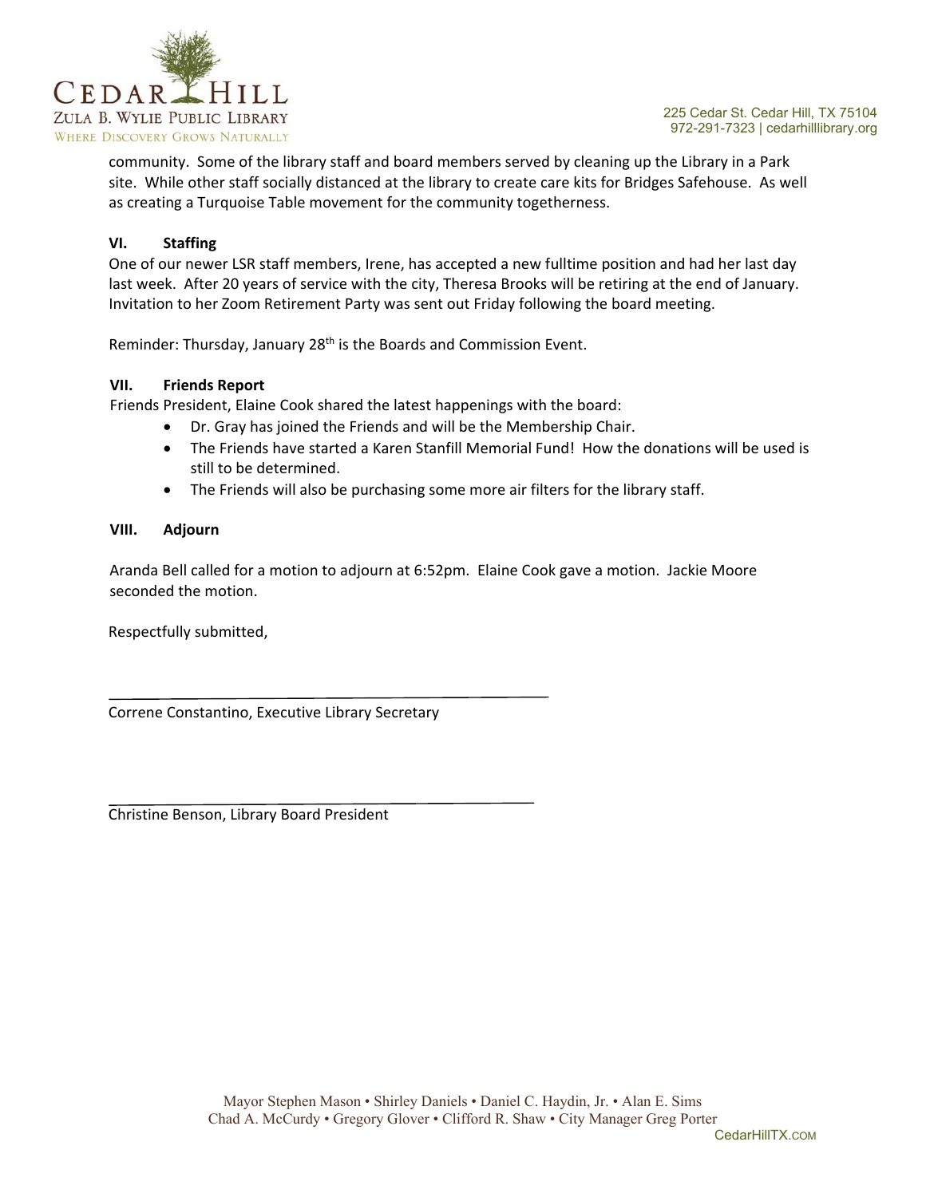community. Some of the library staff and board members served by cleaning up the Library in a Park site. While other staff socially distanced at the library to create care kits for Bridges Safehouse. As well as creating a Turquoise Table movement for the community togetherness.

## VI. Staffing

One of our newer LSR staff members, Irene, has accepted a new fulltime position and had her last day last week. After 20 years of service with the city, Theresa Brooks will be retiring at the end of January. Invitation to her Zoom Retirement Party was sent out Friday following the board meeting.

Reminder: Thursday, January 28th is the Boards and Commission Event.

## VII. Friends Report

Friends President, Elaine Cook shared the latest happenings with the board:

- Dr. Gray has joined the Friends and will be the Membership Chair.
- The Friends have started a Karen Stanfill Memorial Fund! How the donations will be used is still to be determined.
- The Friends will also be purchasing some more air filters for the library staff.

## VIII. Adjourn

Aranda Bell called for a motion to adjourn at 6:52pm. Elaine Cook gave a motion. Jackie Moore seconded the motion.

Respectfully submitted,

\_\_\_\_\_\_\_\_\_\_\_\_\_\_\_\_\_\_\_\_\_\_\_\_\_\_\_\_\_\_\_\_\_\_\_\_\_\_\_\_

Correne Constantino, Executive Library Secretary

\_\_\_\_\_\_\_\_\_\_\_\_\_\_\_\_\_\_\_\_\_\_\_\_\_\_\_\_\_\_\_\_\_\_\_\_\_\_\_\_

Christine Benson, Library Board President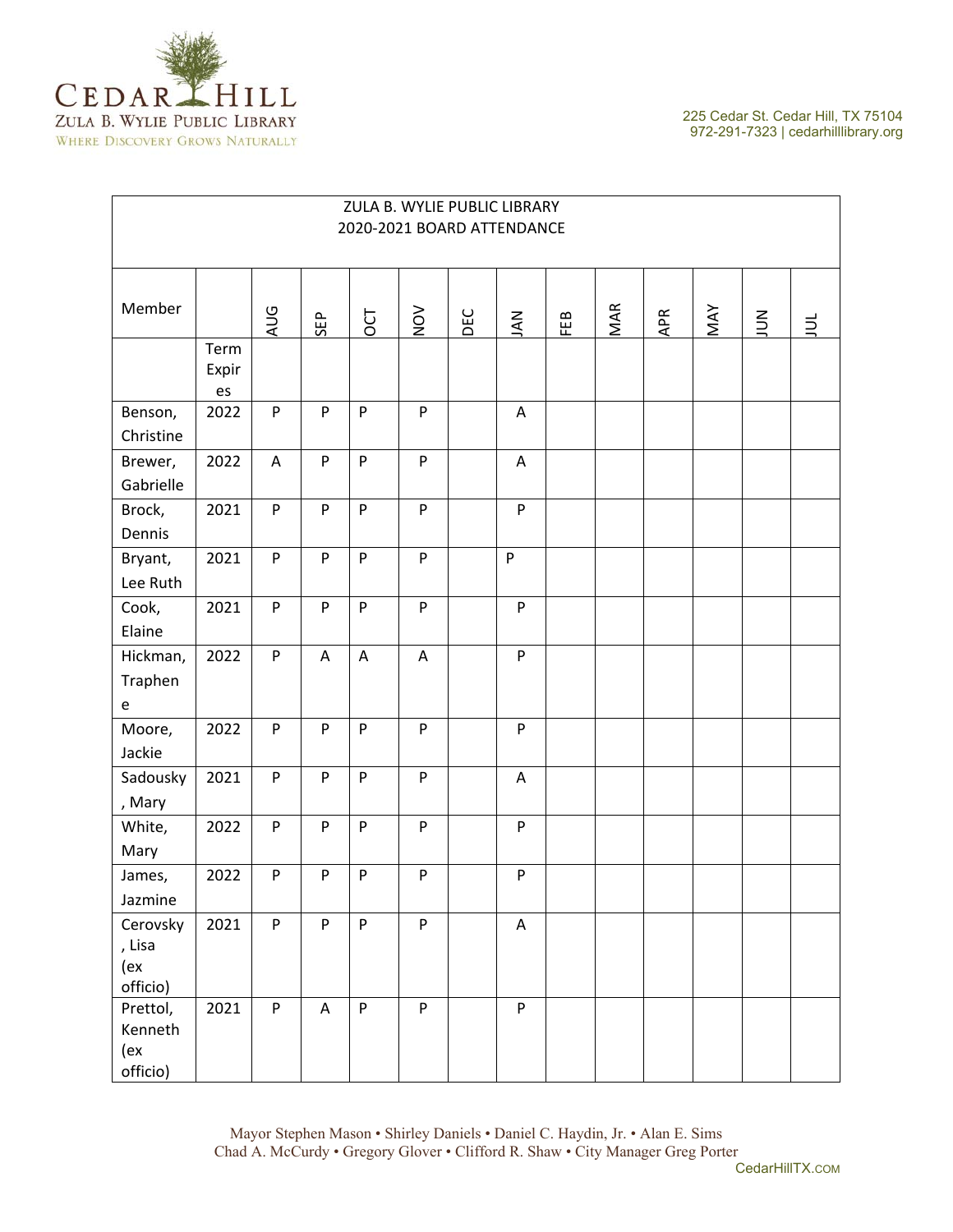CEDAR HILL
ZULA B. WYLIE PUBLIC LIBRARY
WHERE DISCOVERY GROWS NATURALLY

225 Cedar St. Cedar Hill, TX 75104
972-291-7323 | cedarhilllibrary.org

| ZULA B. WYLIE PUBLIC LIBRARY 2020-2021 BOARD ATTENDANCE | | | | | | | | | | | | | |
|---|---|---|---|---|---|---|---|---|---|---|---|---|---|
| Member | | AUG | SEP | OCT | NOV | DEC | JAN | FEB | MAR | APR | MAY | JUN | JUL |
| | Term Expires | | | | | | | | | | | | |
| Benson, Christine | 2022 | P | P | P | P | | A | | | | | | |
| Brewer, Gabrielle | 2022 | A | P | P | P | | A | | | | | | |
| Brock, Dennis | 2021 | P | P | P | P | | P | | | | | | |
| Bryant, Lee Ruth | 2021 | P | P | P | P | | P | | | | | | |
| Cook, Elaine | 2021 | P | P | P | P | | P | | | | | | |
| Hickman, Traphene | 2022 | P | A | A | A | | P | | | | | | |
| Moore, Jackie | 2022 | P | P | P | P | | P | | | | | | |
| Sadousky, Mary | 2021 | P | P | P | P | | A | | | | | | |
| White, Mary | 2022 | P | P | P | P | | P | | | | | | |
| James, Jazmine | 2022 | P | P | P | P | | P | | | | | | |
| Cerovsky, Lisa (ex officio) | 2021 | P | P | P | P | | A | | | | | | |
| Prettol, Kenneth (ex officio) | 2021 | P | A | P | P | | P | | | | | | |

Mayor Stephen Mason • Shirley Daniels • Daniel C. Haydin, Jr. • Alan E. Sims
Chad A. McCurdy • Gregory Glover • Clifford R. Shaw • City Manager Greg Porter
CedarHillTX.COM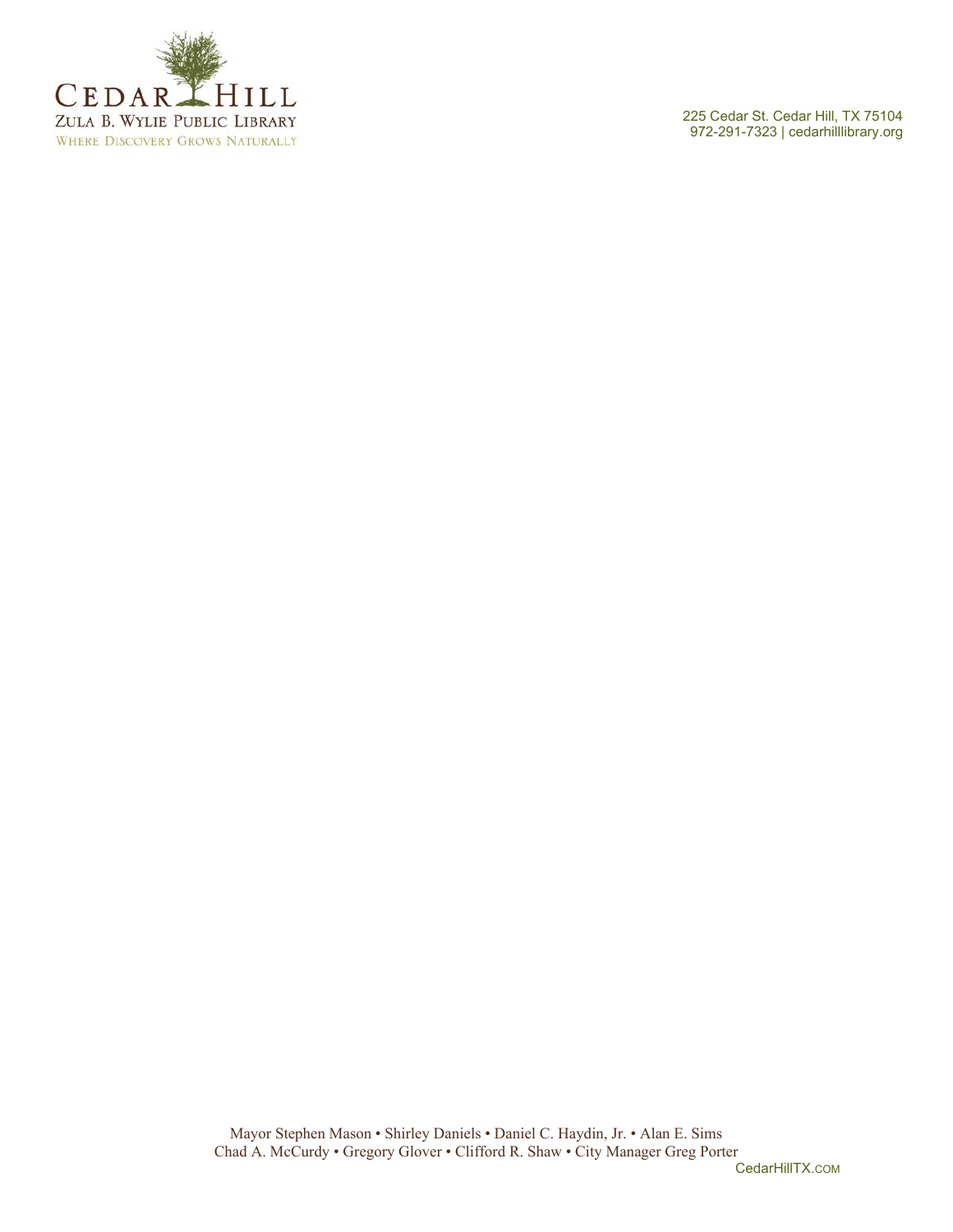CEDAR HILL
ZULA B. WYLIE PUBLIC LIBRARY
WHERE DISCOVERY GROWS NATURALLY

225 Cedar St. Cedar Hill, TX 75104
972-291-7323 | cedarhilllibrary.org

Mayor Stephen Mason • Shirley Daniels • Daniel C. Haydin, Jr. • Alan E. Sims
Chad A. McCurdy • Gregory Glover • Clifford R. Shaw • City Manager Greg Porter

CedarHillTX.COM